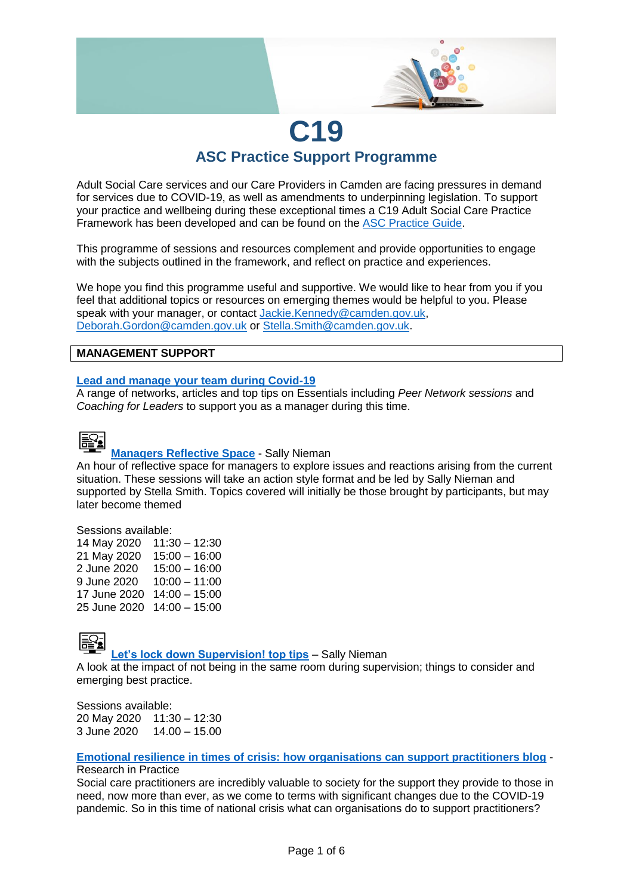# C19

## ASC Practice Support Programme

Adult Social Care services and our Care Providers in Camden are facing pressures in demand for services due to COVID-19, as well as amendments to underpinning legislation. To support your practice and wellbeing during these exceptional times a C19 Adult Social Care Practice Framework has been developed and can be found on the ASC Practice Guide.

This programme of sessions and resources complement and provide opportunities to engage with the subjects outlined in the framework, and reflect on practice and experiences.

We hope you find this programme useful and supportive. We would like to hear from you if you feel that additional topics or resources on emerging themes would be helpful to you. Please speak with your manager, or contact Jackie.Kennedy@camden.gov.uk, Deborah.Gordon@camden.gov.uk or Stella.Smith@camden.gov.uk.

### MANAGEMENT SUPPORT

**Lead and manage your team during Covid-19**

A range of networks, articles and top tips on Essentials including *Peer Network sessions* and *Coaching for Leaders* to support you as a manager during this time.

**Managers Reflective Space** - Sally Nieman

An hour of reflective space for managers to explore issues and reactions arising from the current situation. These sessions will take an action style format and be led by Sally Nieman and supported by Stella Smith. Topics covered will initially be those brought by participants, but may later become themed

Sessions available:

14 May 2020 11:30 – 12:30
21 May 2020 15:00 – 16:00
2 June 2020 15:00 – 16:00
9 June 2020 10:00 – 11:00
17 June 2020 14:00 – 15:00
25 June 2020 14:00 – 15:00

**Let's lock down Supervision! top tips** – Sally Nieman

A look at the impact of not being in the same room during supervision; things to consider and emerging best practice.

Sessions available:

20 May 2020 11:30 – 12:30
3 June 2020 14.00 – 15.00

**Emotional resilience in times of crisis: how organisations can support practitioners blog** - Research in Practice

Social care practitioners are incredibly valuable to society for the support they provide to those in need, now more than ever, as we come to terms with significant changes due to the COVID-19 pandemic. So in this time of national crisis what can organisations do to support practitioners?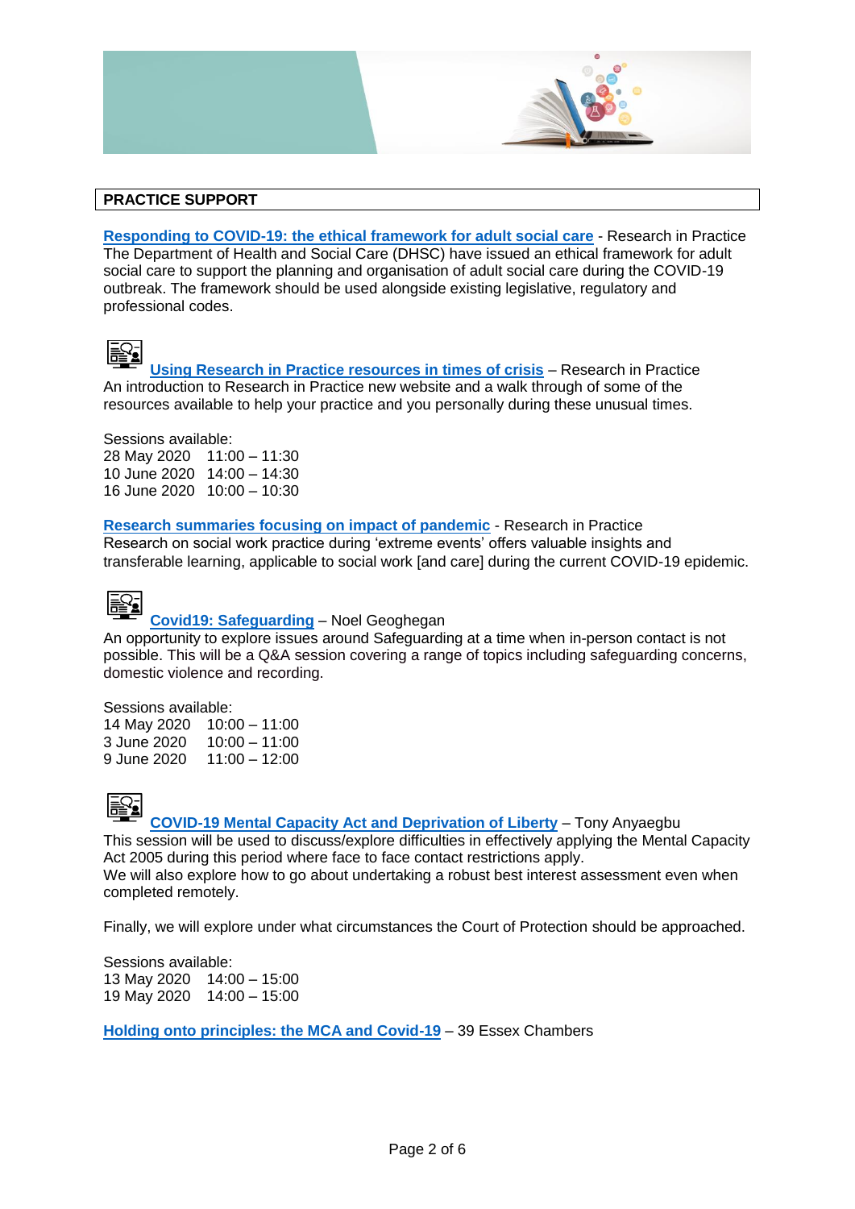## PRACTICE SUPPORT

**Responding to COVID-19: the ethical framework for adult social care** - Research in Practice
The Department of Health and Social Care (DHSC) have issued an ethical framework for adult social care to support the planning and organisation of adult social care during the COVID-19 outbreak. The framework should be used alongside existing legislative, regulatory and professional codes.

**Using Research in Practice resources in times of crisis** – Research in Practice
An introduction to Research in Practice new website and a walk through of some of the resources available to help your practice and you personally during these unusual times.

Sessions available:
28 May 2020 11:00 – 11:30
10 June 2020 14:00 – 14:30
16 June 2020 10:00 – 10:30

**Research summaries focusing on impact of pandemic** - Research in Practice
Research on social work practice during 'extreme events' offers valuable insights and transferable learning, applicable to social work [and care] during the current COVID-19 epidemic.

**Covid19: Safeguarding** – Noel Geoghegan
An opportunity to explore issues around Safeguarding at a time when in-person contact is not possible. This will be a Q&A session covering a range of topics including safeguarding concerns, domestic violence and recording.

Sessions available:
14 May 2020 10:00 – 11:00
3 June 2020 10:00 – 11:00
9 June 2020 11:00 – 12:00

**COVID-19 Mental Capacity Act and Deprivation of Liberty** – Tony Anyaegbu
This session will be used to discuss/explore difficulties in effectively applying the Mental Capacity Act 2005 during this period where face to face contact restrictions apply.
We will also explore how to go about undertaking a robust best interest assessment even when completed remotely.

Finally, we will explore under what circumstances the Court of Protection should be approached.

Sessions available:
13 May 2020 14:00 – 15:00
19 May 2020 14:00 – 15:00

**Holding onto principles: the MCA and Covid-19** – 39 Essex Chambers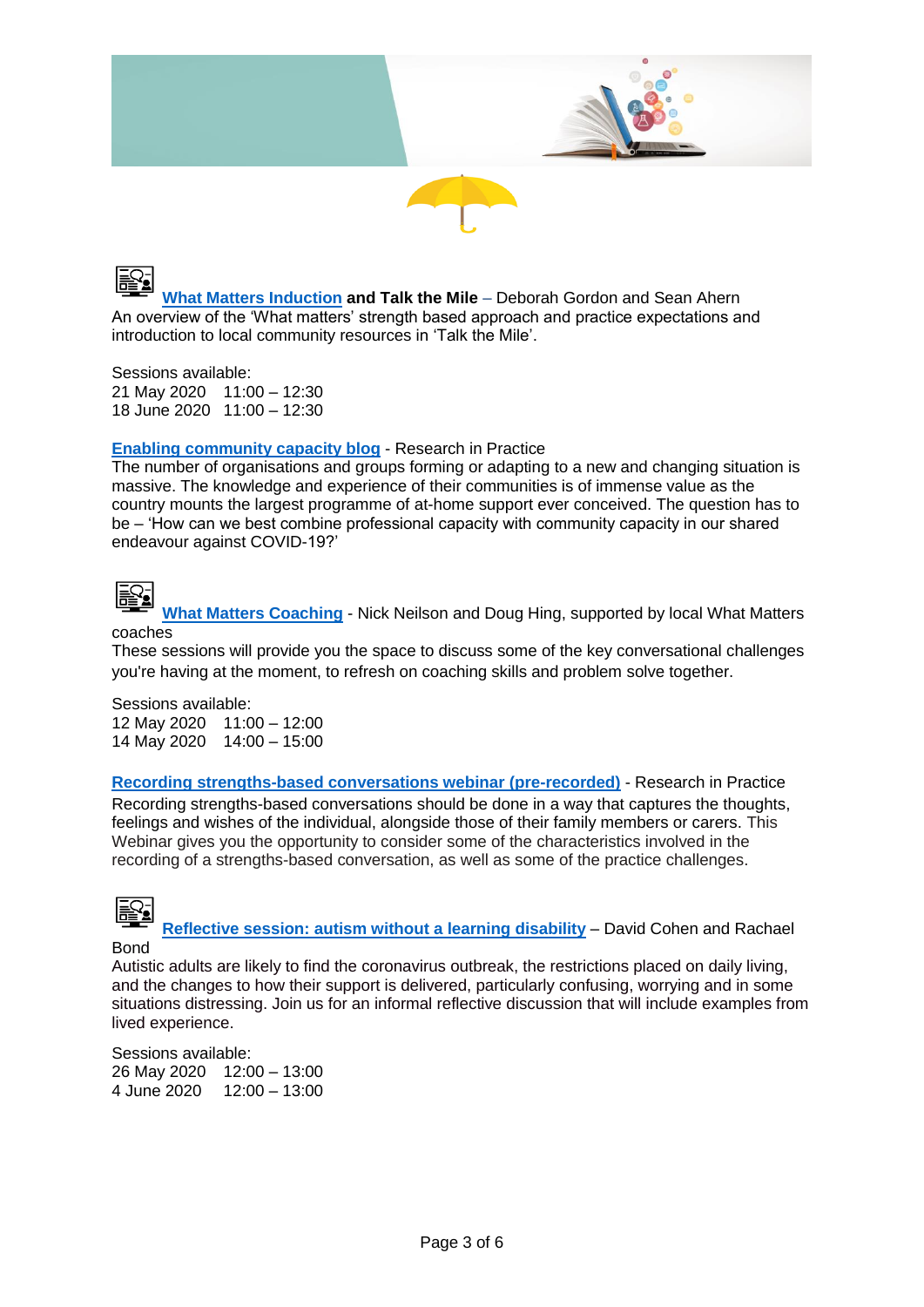**What Matters Induction and Talk the Mile** – Deborah Gordon and Sean Ahern
An overview of the 'What matters' strength based approach and practice expectations and introduction to local community resources in 'Talk the Mile'.

Sessions available:
21 May 2020 11:00 – 12:30
18 June 2020 11:00 – 12:30

**Enabling community capacity blog** - Research in Practice
The number of organisations and groups forming or adapting to a new and changing situation is massive. The knowledge and experience of their communities is of immense value as the country mounts the largest programme of at-home support ever conceived. The question has to be – 'How can we best combine professional capacity with community capacity in our shared endeavour against COVID-19?'

**What Matters Coaching** - Nick Neilson and Doug Hing, supported by local What Matters coaches
These sessions will provide you the space to discuss some of the key conversational challenges you're having at the moment, to refresh on coaching skills and problem solve together.

Sessions available:
12 May 2020 11:00 – 12:00
14 May 2020 14:00 – 15:00

**Recording strengths-based conversations webinar (pre-recorded)** - Research in Practice
Recording strengths-based conversations should be done in a way that captures the thoughts, feelings and wishes of the individual, alongside those of their family members or carers. This Webinar gives you the opportunity to consider some of the characteristics involved in the recording of a strengths-based conversation, as well as some of the practice challenges.

**Reflective session: autism without a learning disability** – David Cohen and Rachael Bond
Autistic adults are likely to find the coronavirus outbreak, the restrictions placed on daily living, and the changes to how their support is delivered, particularly confusing, worrying and in some situations distressing. Join us for an informal reflective discussion that will include examples from lived experience.

Sessions available:
26 May 2020 12:00 – 13:00
4 June 2020 12:00 – 13:00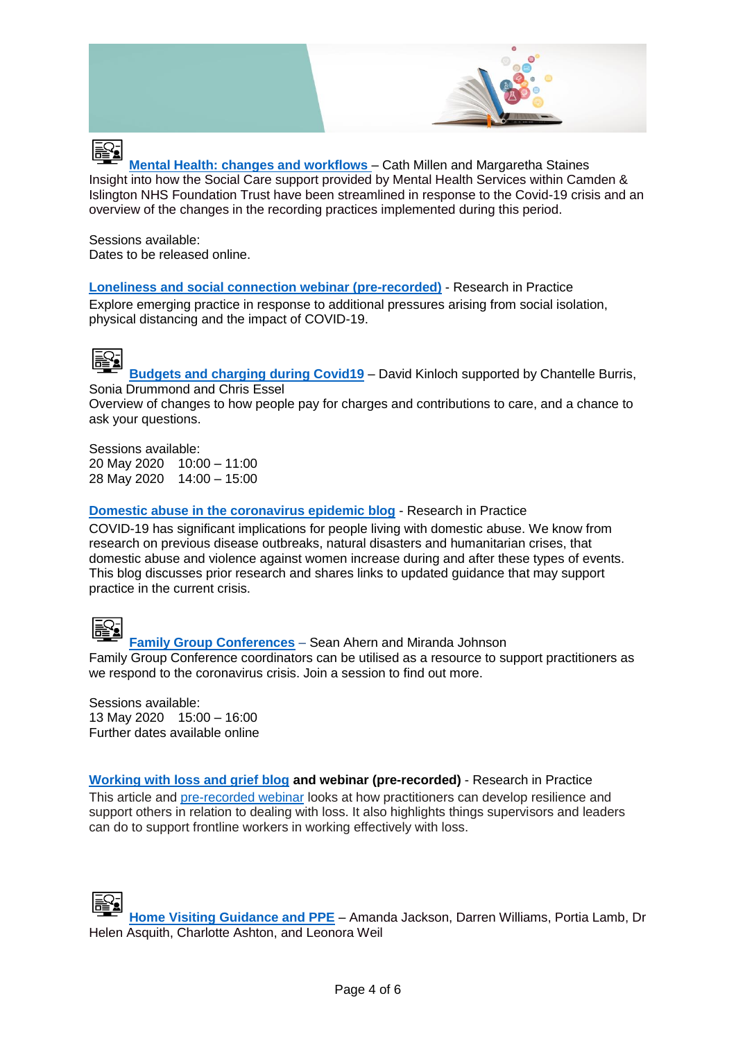**Mental Health: changes and workflows** – Cath Millen and Margaretha Staines
Insight into how the Social Care support provided by Mental Health Services within Camden & Islington NHS Foundation Trust have been streamlined in response to the Covid-19 crisis and an overview of the changes in the recording practices implemented during this period.

Sessions available:
Dates to be released online.

**Loneliness and social connection webinar (pre-recorded)** - Research in Practice
Explore emerging practice in response to additional pressures arising from social isolation, physical distancing and the impact of COVID-19.

**Budgets and charging during Covid19** – David Kinloch supported by Chantelle Burris, Sonia Drummond and Chris Essel
Overview of changes to how people pay for charges and contributions to care, and a chance to ask your questions.

Sessions available:
20 May 2020 10:00 – 11:00
28 May 2020 14:00 – 15:00

**Domestic abuse in the coronavirus epidemic blog** - Research in Practice
COVID-19 has significant implications for people living with domestic abuse. We know from research on previous disease outbreaks, natural disasters and humanitarian crises, that domestic abuse and violence against women increase during and after these types of events. This blog discusses prior research and shares links to updated guidance that may support practice in the current crisis.

**Family Group Conferences** – Sean Ahern and Miranda Johnson
Family Group Conference coordinators can be utilised as a resource to support practitioners as we respond to the coronavirus crisis. Join a session to find out more.

Sessions available:
13 May 2020 15:00 – 16:00
Further dates available online

**Working with loss and grief blog and webinar (pre-recorded)** - Research in Practice
This article and pre-recorded webinar looks at how practitioners can develop resilience and support others in relation to dealing with loss. It also highlights things supervisors and leaders can do to support frontline workers in working effectively with loss.

**Home Visiting Guidance and PPE** – Amanda Jackson, Darren Williams, Portia Lamb, Dr Helen Asquith, Charlotte Ashton, and Leonora Weil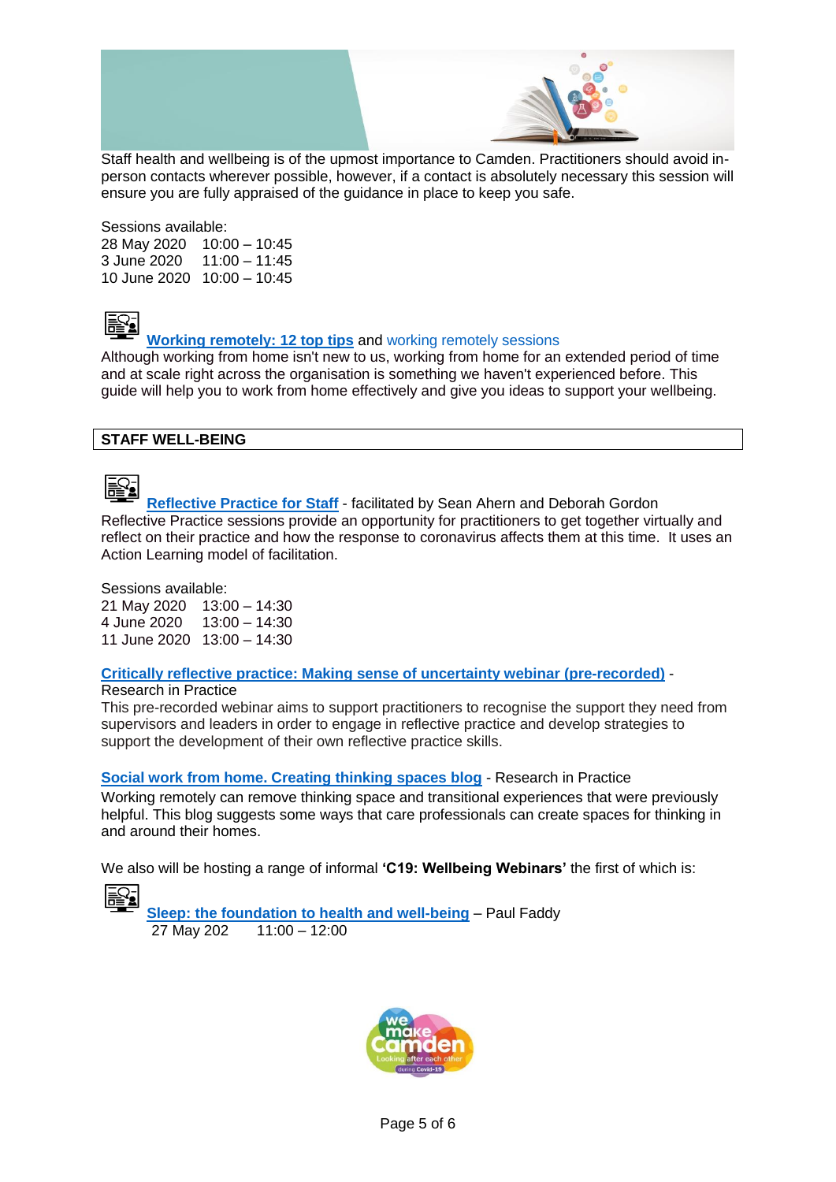Staff health and wellbeing is of the upmost importance to Camden. Practitioners should avoid in-person contacts wherever possible, however, if a contact is absolutely necessary this session will ensure you are fully appraised of the guidance in place to keep you safe.

Sessions available:
28 May 2020 10:00 – 10:45
3 June 2020 11:00 – 11:45
10 June 2020 10:00 – 10:45

**Working remotely: 12 top tips** and working remotely sessions
Although working from home isn't new to us, working from home for an extended period of time and at scale right across the organisation is something we haven't experienced before. This guide will help you to work from home effectively and give you ideas to support your wellbeing.

## STAFF WELL-BEING

**Reflective Practice for Staff** - facilitated by Sean Ahern and Deborah Gordon
Reflective Practice sessions provide an opportunity for practitioners to get together virtually and reflect on their practice and how the response to coronavirus affects them at this time. It uses an Action Learning model of facilitation.

Sessions available:
21 May 2020 13:00 – 14:30
4 June 2020 13:00 – 14:30
11 June 2020 13:00 – 14:30

**Critically reflective practice: Making sense of uncertainty webinar (pre-recorded)** - Research in Practice
This pre-recorded webinar aims to support practitioners to recognise the support they need from supervisors and leaders in order to engage in reflective practice and develop strategies to support the development of their own reflective practice skills.

**Social work from home. Creating thinking spaces blog** - Research in Practice
Working remotely can remove thinking space and transitional experiences that were previously helpful. This blog suggests some ways that care professionals can create spaces for thinking in and around their homes.

We also will be hosting a range of informal **'C19: Wellbeing Webinars'** the first of which is:

**Sleep: the foundation to health and well-being** – Paul Faddy
27 May 202 11:00 – 12:00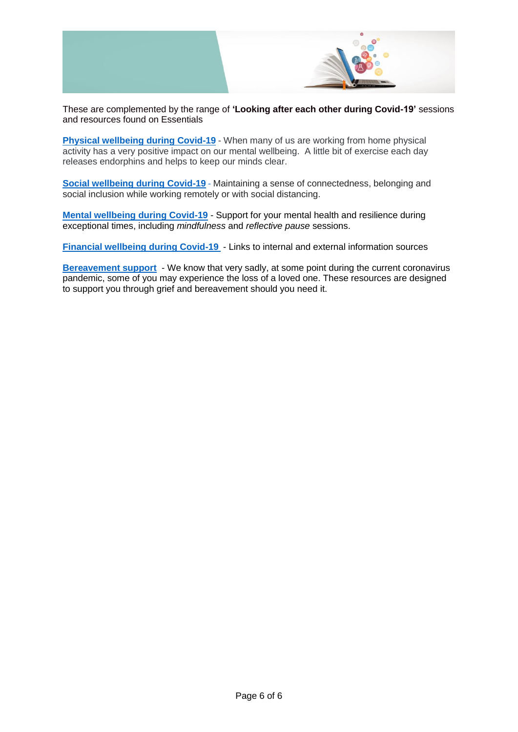These are complemented by the range of **'Looking after each other during Covid-19'** sessions and resources found on Essentials

**Physical wellbeing during Covid-19** - When many of us are working from home physical activity has a very positive impact on our mental wellbeing. A little bit of exercise each day releases endorphins and helps to keep our minds clear.

**Social wellbeing during Covid-19** - Maintaining a sense of connectedness, belonging and social inclusion while working remotely or with social distancing.

**Mental wellbeing during Covid-19** - Support for your mental health and resilience during exceptional times, including *mindfulness* and *reflective pause* sessions.

**Financial wellbeing during Covid-19** - Links to internal and external information sources

**Bereavement support** - We know that very sadly, at some point during the current coronavirus pandemic, some of you may experience the loss of a loved one. These resources are designed to support you through grief and bereavement should you need it.